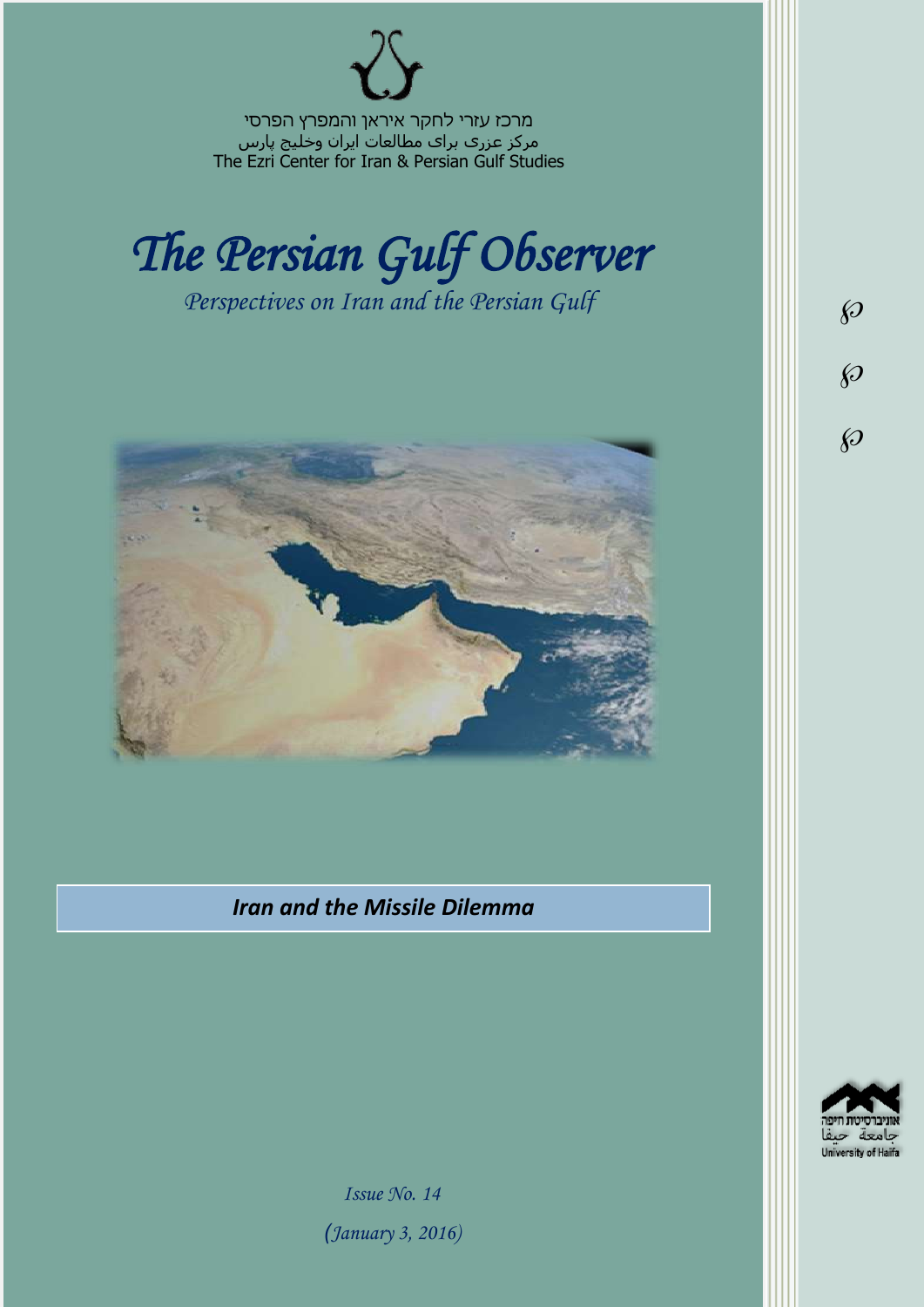מרכז עזרי לחקר איראן והמפרץ הפרסי

مرکز عزری برای مطالعات ایران وخلیج پارس

The Ezri Center for Iran & Persian Gulf Studies

# *The Persian Gulf Observer*

*Perspectives on Iran and the Persian Gulf*

## ***Iran and the Missile Dilemma***

*Issue No. 14*

*(January 3, 2016)*

אוניברסיטת חיפה

جامعة حيفا

University of Haifa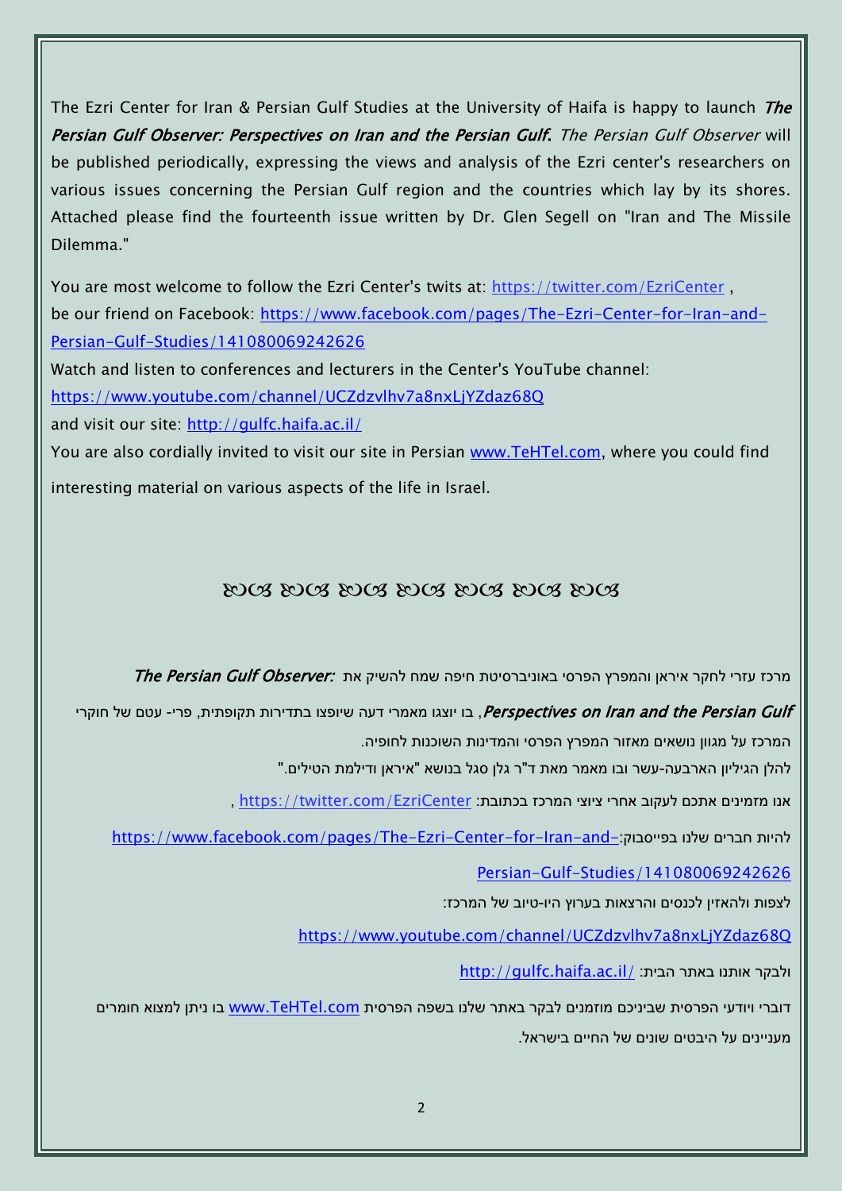The Ezri Center for Iran & Persian Gulf Studies at the University of Haifa is happy to launch ***The Persian Gulf Observer: Perspectives on Iran and the Persian Gulf***. *The Persian Gulf Observer* will be published periodically, expressing the views and analysis of the Ezri center's researchers on various issues concerning the Persian Gulf region and the countries which lay by its shores. Attached please find the fourteenth issue written by Dr. Glen Segell on "Iran and The Missile Dilemma."

You are most welcome to follow the Ezri Center's twits at: https://twitter.com/EzriCenter ,
be our friend on Facebook: https://www.facebook.com/pages/The-Ezri-Center-for-Iran-and-Persian-Gulf-Studies/141080069242626
Watch and listen to conferences and lecturers in the Center's YouTube channel:
https://www.youtube.com/channel/UCZdzvlhv7a8nxLjYZdaz68Q
and visit our site: http://gulfc.haifa.ac.il/
You are also cordially invited to visit our site in Persian www.TeHTel.com, where you could find interesting material on various aspects of the life in Israel.

ꕤ ꕤ ꕤ ꕤ ꕤ ꕤ ꕤ

מרכז עזרי לחקר איראן והמפרץ הפרסי באוניברסיטת חיפה שמח להשיק את ***The Persian Gulf Observer: Perspectives on Iran and the Persian Gulf***, בו יוצגו מאמרי דעה שיופצו בתדירות תקופתית, פרי- עטם של חוקרי המרכז על מגוון נושאים מאזור המפרץ הפרסי והמדינות השוכנות לחופיה.

להלן הגיליון הארבעה-עשר ובו מאמר מאת ד"ר גלן סגל בנושא "איראן ודילמת הטילים."

אנו מזמינים אתכם לעקוב אחרי ציוצי המרכז בכתובת: https://twitter.com/EzriCenter ,

להיות חברים שלנו בפייסבוק: https://www.facebook.com/pages/The-Ezri-Center-for-Iran-and-Persian-Gulf-Studies/141080069242626

לצפות ולהאזין לכנסים והרצאות בערוץ היו-טיוב של המרכז:

https://www.youtube.com/channel/UCZdzvlhv7a8nxLjYZdaz68Q

ולבקר אותנו באתר הבית: http://gulfc.haifa.ac.il/

דוברי ויודעי הפרסית שביניכם מוזמנים לבקר באתר שלנו בשפה הפרסית www.TeHTel.com בו ניתן למצוא חומרים מעניינים על היבטים שונים של החיים בישראל.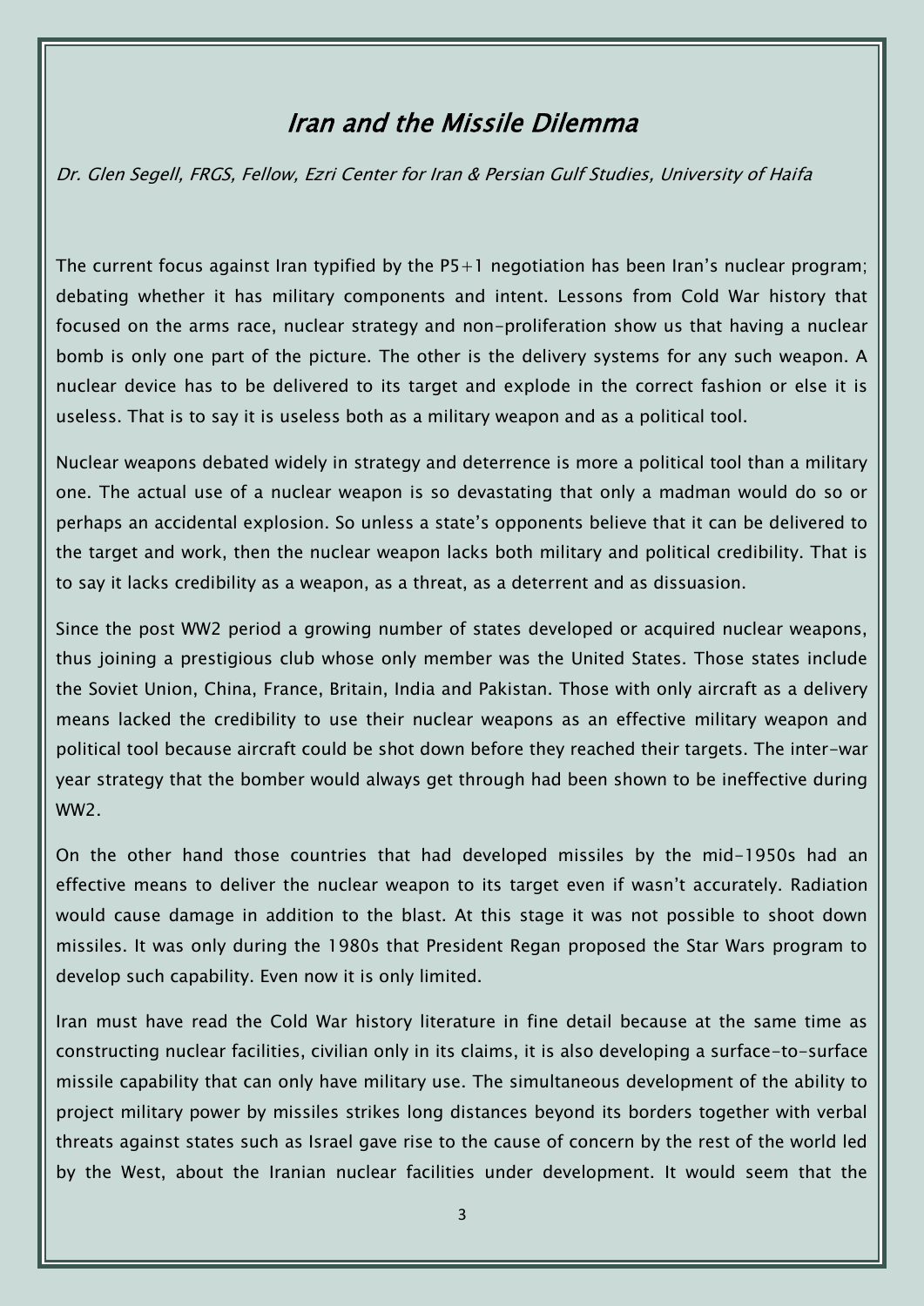# *Iran and the Missile Dilemma*

*Dr. Glen Segell, FRGS, Fellow, Ezri Center for Iran & Persian Gulf Studies, University of Haifa*

The current focus against Iran typified by the P5+1 negotiation has been Iran's nuclear program; debating whether it has military components and intent. Lessons from Cold War history that focused on the arms race, nuclear strategy and non-proliferation show us that having a nuclear bomb is only one part of the picture. The other is the delivery systems for any such weapon. A nuclear device has to be delivered to its target and explode in the correct fashion or else it is useless. That is to say it is useless both as a military weapon and as a political tool.

Nuclear weapons debated widely in strategy and deterrence is more a political tool than a military one. The actual use of a nuclear weapon is so devastating that only a madman would do so or perhaps an accidental explosion. So unless a state's opponents believe that it can be delivered to the target and work, then the nuclear weapon lacks both military and political credibility. That is to say it lacks credibility as a weapon, as a threat, as a deterrent and as dissuasion.

Since the post WW2 period a growing number of states developed or acquired nuclear weapons, thus joining a prestigious club whose only member was the United States. Those states include the Soviet Union, China, France, Britain, India and Pakistan. Those with only aircraft as a delivery means lacked the credibility to use their nuclear weapons as an effective military weapon and political tool because aircraft could be shot down before they reached their targets. The inter-war year strategy that the bomber would always get through had been shown to be ineffective during WW2.

On the other hand those countries that had developed missiles by the mid-1950s had an effective means to deliver the nuclear weapon to its target even if wasn't accurately. Radiation would cause damage in addition to the blast. At this stage it was not possible to shoot down missiles. It was only during the 1980s that President Regan proposed the Star Wars program to develop such capability. Even now it is only limited.

Iran must have read the Cold War history literature in fine detail because at the same time as constructing nuclear facilities, civilian only in its claims, it is also developing a surface-to-surface missile capability that can only have military use. The simultaneous development of the ability to project military power by missiles strikes long distances beyond its borders together with verbal threats against states such as Israel gave rise to the cause of concern by the rest of the world led by the West, about the Iranian nuclear facilities under development. It would seem that the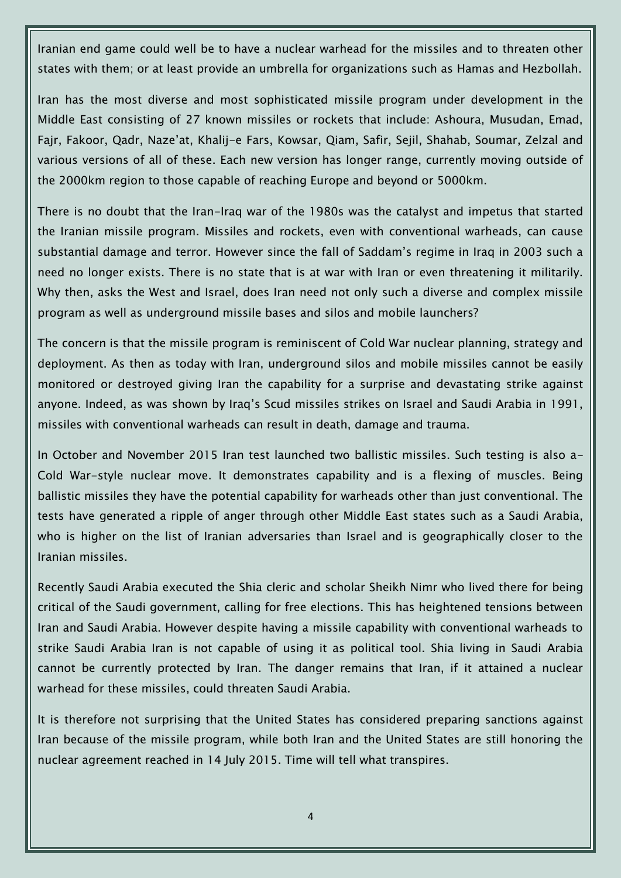Iranian end game could well be to have a nuclear warhead for the missiles and to threaten other states with them; or at least provide an umbrella for organizations such as Hamas and Hezbollah.

Iran has the most diverse and most sophisticated missile program under development in the Middle East consisting of 27 known missiles or rockets that include: Ashoura, Musudan, Emad, Fajr, Fakoor, Qadr, Naze'at, Khalij-e Fars, Kowsar, Qiam, Safir, Sejil, Shahab, Soumar, Zelzal and various versions of all of these. Each new version has longer range, currently moving outside of the 2000km region to those capable of reaching Europe and beyond or 5000km.

There is no doubt that the Iran-Iraq war of the 1980s was the catalyst and impetus that started the Iranian missile program. Missiles and rockets, even with conventional warheads, can cause substantial damage and terror. However since the fall of Saddam's regime in Iraq in 2003 such a need no longer exists. There is no state that is at war with Iran or even threatening it militarily. Why then, asks the West and Israel, does Iran need not only such a diverse and complex missile program as well as underground missile bases and silos and mobile launchers?

The concern is that the missile program is reminiscent of Cold War nuclear planning, strategy and deployment. As then as today with Iran, underground silos and mobile missiles cannot be easily monitored or destroyed giving Iran the capability for a surprise and devastating strike against anyone. Indeed, as was shown by Iraq's Scud missiles strikes on Israel and Saudi Arabia in 1991, missiles with conventional warheads can result in death, damage and trauma.

In October and November 2015 Iran test launched two ballistic missiles. Such testing is also a-Cold War-style nuclear move. It demonstrates capability and is a flexing of muscles. Being ballistic missiles they have the potential capability for warheads other than just conventional. The tests have generated a ripple of anger through other Middle East states such as a Saudi Arabia, who is higher on the list of Iranian adversaries than Israel and is geographically closer to the Iranian missiles.

Recently Saudi Arabia executed the Shia cleric and scholar Sheikh Nimr who lived there for being critical of the Saudi government, calling for free elections. This has heightened tensions between Iran and Saudi Arabia. However despite having a missile capability with conventional warheads to strike Saudi Arabia Iran is not capable of using it as political tool. Shia living in Saudi Arabia cannot be currently protected by Iran. The danger remains that Iran, if it attained a nuclear warhead for these missiles, could threaten Saudi Arabia.

It is therefore not surprising that the United States has considered preparing sanctions against Iran because of the missile program, while both Iran and the United States are still honoring the nuclear agreement reached in 14 July 2015. Time will tell what transpires.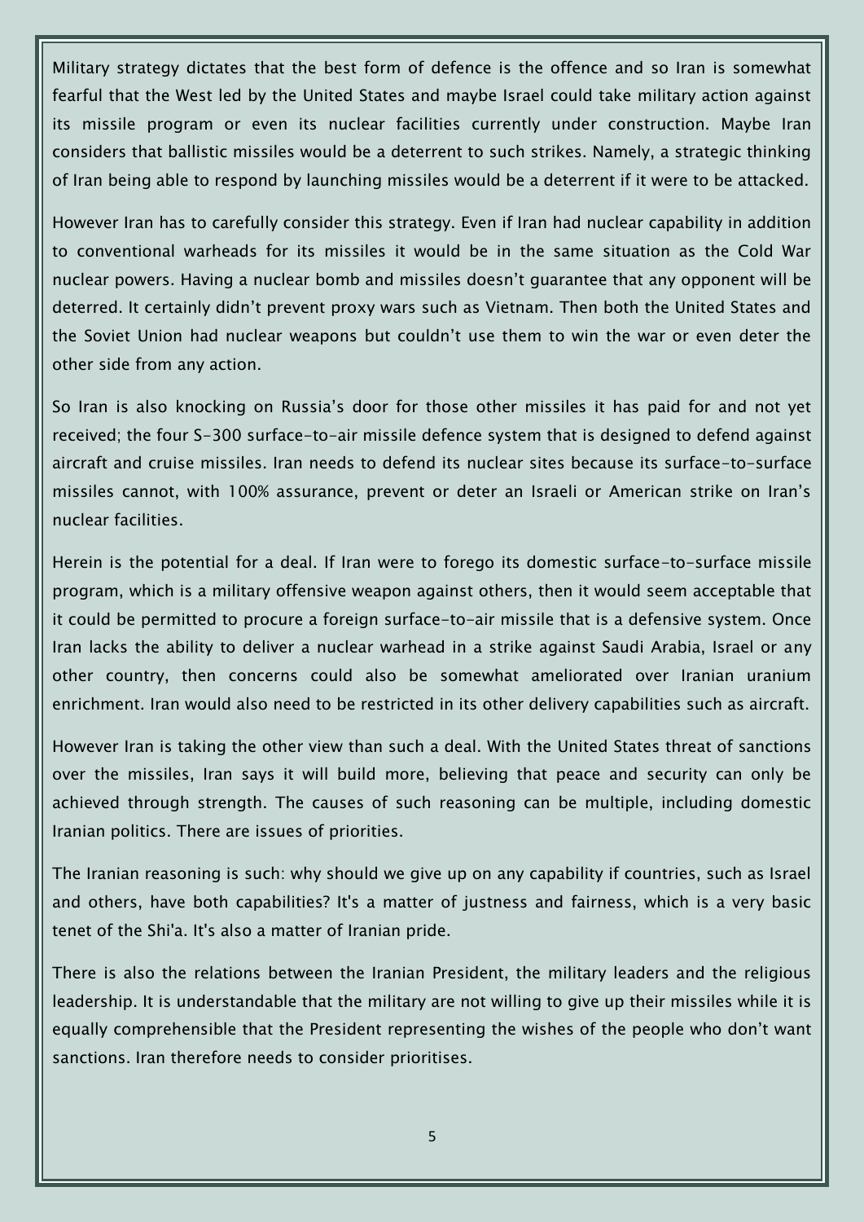Military strategy dictates that the best form of defence is the offence and so Iran is somewhat fearful that the West led by the United States and maybe Israel could take military action against its missile program or even its nuclear facilities currently under construction. Maybe Iran considers that ballistic missiles would be a deterrent to such strikes. Namely, a strategic thinking of Iran being able to respond by launching missiles would be a deterrent if it were to be attacked.

However Iran has to carefully consider this strategy. Even if Iran had nuclear capability in addition to conventional warheads for its missiles it would be in the same situation as the Cold War nuclear powers. Having a nuclear bomb and missiles doesn't guarantee that any opponent will be deterred. It certainly didn't prevent proxy wars such as Vietnam. Then both the United States and the Soviet Union had nuclear weapons but couldn't use them to win the war or even deter the other side from any action.

So Iran is also knocking on Russia's door for those other missiles it has paid for and not yet received; the four S-300 surface-to-air missile defence system that is designed to defend against aircraft and cruise missiles. Iran needs to defend its nuclear sites because its surface-to-surface missiles cannot, with 100% assurance, prevent or deter an Israeli or American strike on Iran's nuclear facilities.

Herein is the potential for a deal. If Iran were to forego its domestic surface-to-surface missile program, which is a military offensive weapon against others, then it would seem acceptable that it could be permitted to procure a foreign surface-to-air missile that is a defensive system. Once Iran lacks the ability to deliver a nuclear warhead in a strike against Saudi Arabia, Israel or any other country, then concerns could also be somewhat ameliorated over Iranian uranium enrichment. Iran would also need to be restricted in its other delivery capabilities such as aircraft.

However Iran is taking the other view than such a deal. With the United States threat of sanctions over the missiles, Iran says it will build more, believing that peace and security can only be achieved through strength. The causes of such reasoning can be multiple, including domestic Iranian politics. There are issues of priorities.

The Iranian reasoning is such: why should we give up on any capability if countries, such as Israel and others, have both capabilities? It's a matter of justness and fairness, which is a very basic tenet of the Shi'a. It's also a matter of Iranian pride.

There is also the relations between the Iranian President, the military leaders and the religious leadership. It is understandable that the military are not willing to give up their missiles while it is equally comprehensible that the President representing the wishes of the people who don't want sanctions. Iran therefore needs to consider prioritises.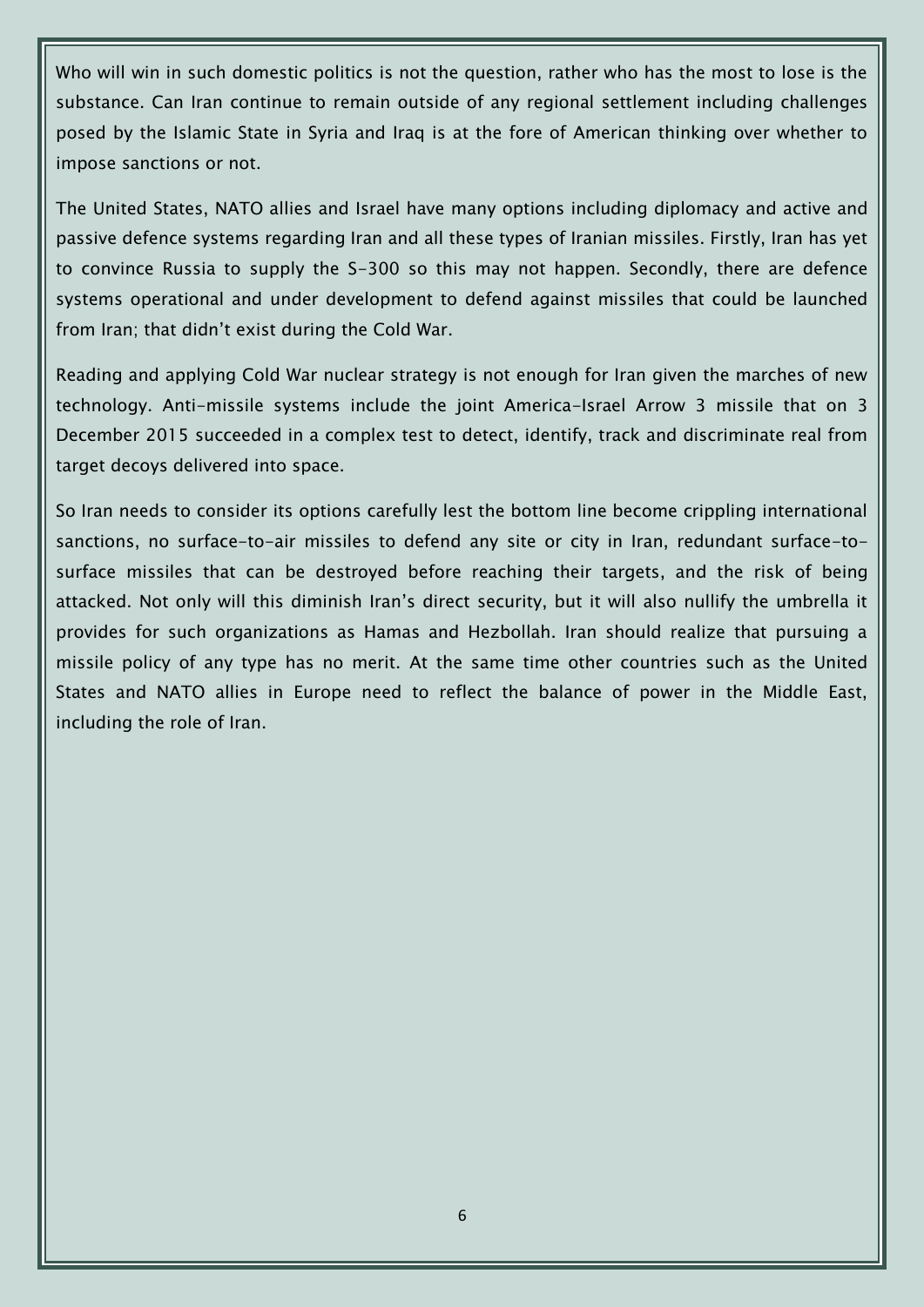Who will win in such domestic politics is not the question, rather who has the most to lose is the substance. Can Iran continue to remain outside of any regional settlement including challenges posed by the Islamic State in Syria and Iraq is at the fore of American thinking over whether to impose sanctions or not.

The United States, NATO allies and Israel have many options including diplomacy and active and passive defence systems regarding Iran and all these types of Iranian missiles. Firstly, Iran has yet to convince Russia to supply the S-300 so this may not happen. Secondly, there are defence systems operational and under development to defend against missiles that could be launched from Iran; that didn't exist during the Cold War.

Reading and applying Cold War nuclear strategy is not enough for Iran given the marches of new technology. Anti-missile systems include the joint America-Israel Arrow 3 missile that on 3 December 2015 succeeded in a complex test to detect, identify, track and discriminate real from target decoys delivered into space.

So Iran needs to consider its options carefully lest the bottom line become crippling international sanctions, no surface-to-air missiles to defend any site or city in Iran, redundant surface-to-surface missiles that can be destroyed before reaching their targets, and the risk of being attacked. Not only will this diminish Iran's direct security, but it will also nullify the umbrella it provides for such organizations as Hamas and Hezbollah. Iran should realize that pursuing a missile policy of any type has no merit. At the same time other countries such as the United States and NATO allies in Europe need to reflect the balance of power in the Middle East, including the role of Iran.